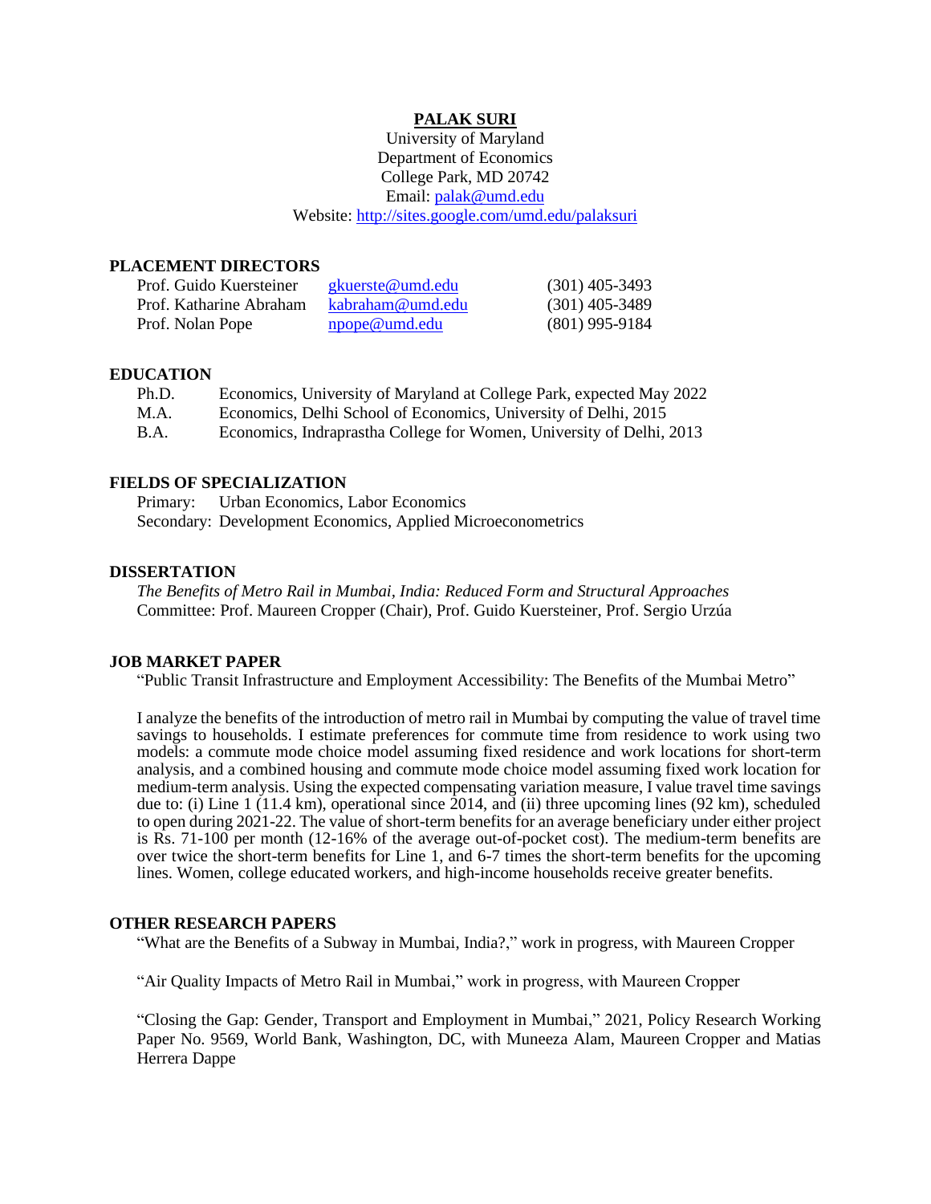# PALAK SURI

University of Maryland
Department of Economics
College Park, MD 20742
Email: palak@umd.edu
Website: http://sites.google.com/umd.edu/palaksuri

## PLACEMENT DIRECTORS

| | | |
|---|---|---|
| Prof. Guido Kuersteiner | gkuerste@umd.edu | (301) 405-3493 |
| Prof. Katharine Abraham | kabraham@umd.edu | (301) 405-3489 |
| Prof. Nolan Pope | npope@umd.edu | (801) 995-9184 |

## EDUCATION

| | |
|---|---|
| Ph.D. | Economics, University of Maryland at College Park, expected May 2022 |
| M.A. | Economics, Delhi School of Economics, University of Delhi, 2015 |
| B.A. | Economics, Indraprastha College for Women, University of Delhi, 2013 |

## FIELDS OF SPECIALIZATION

Primary: Urban Economics, Labor Economics
Secondary: Development Economics, Applied Microeconometrics

## DISSERTATION

*The Benefits of Metro Rail in Mumbai, India: Reduced Form and Structural Approaches*
Committee: Prof. Maureen Cropper (Chair), Prof. Guido Kuersteiner, Prof. Sergio Urzúa

## JOB MARKET PAPER

"Public Transit Infrastructure and Employment Accessibility: The Benefits of the Mumbai Metro"

I analyze the benefits of the introduction of metro rail in Mumbai by computing the value of travel time savings to households. I estimate preferences for commute time from residence to work using two models: a commute mode choice model assuming fixed residence and work locations for short-term analysis, and a combined housing and commute mode choice model assuming fixed work location for medium-term analysis. Using the expected compensating variation measure, I value travel time savings due to: (i) Line 1 (11.4 km), operational since 2014, and (ii) three upcoming lines (92 km), scheduled to open during 2021-22. The value of short-term benefits for an average beneficiary under either project is Rs. 71-100 per month (12-16% of the average out-of-pocket cost). The medium-term benefits are over twice the short-term benefits for Line 1, and 6-7 times the short-term benefits for the upcoming lines. Women, college educated workers, and high-income households receive greater benefits.

## OTHER RESEARCH PAPERS

"What are the Benefits of a Subway in Mumbai, India?," work in progress, with Maureen Cropper

"Air Quality Impacts of Metro Rail in Mumbai," work in progress, with Maureen Cropper

"Closing the Gap: Gender, Transport and Employment in Mumbai," 2021, Policy Research Working Paper No. 9569, World Bank, Washington, DC, with Muneeza Alam, Maureen Cropper and Matias Herrera Dappe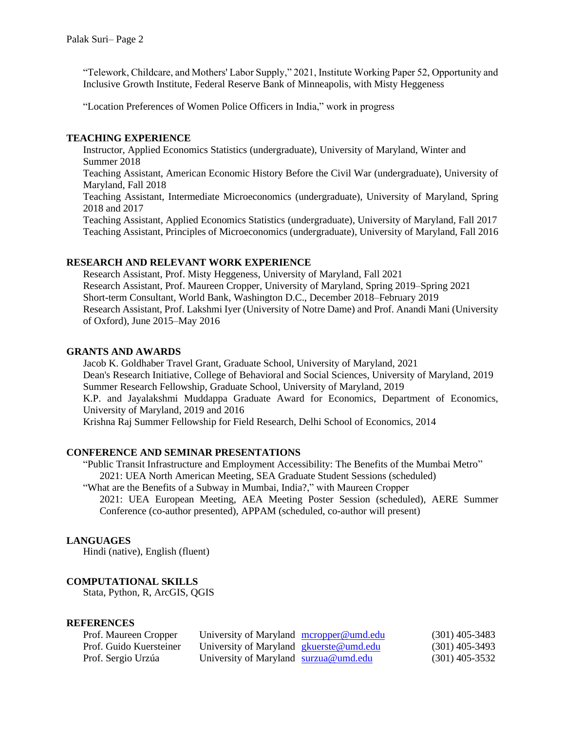"Telework, Childcare, and Mothers' Labor Supply," 2021, Institute Working Paper 52, Opportunity and Inclusive Growth Institute, Federal Reserve Bank of Minneapolis, with Misty Heggeness

"Location Preferences of Women Police Officers in India," work in progress

## TEACHING EXPERIENCE

Instructor, Applied Economics Statistics (undergraduate), University of Maryland, Winter and Summer 2018
Teaching Assistant, American Economic History Before the Civil War (undergraduate), University of Maryland, Fall 2018
Teaching Assistant, Intermediate Microeconomics (undergraduate), University of Maryland, Spring 2018 and 2017
Teaching Assistant, Applied Economics Statistics (undergraduate), University of Maryland, Fall 2017
Teaching Assistant, Principles of Microeconomics (undergraduate), University of Maryland, Fall 2016

## RESEARCH AND RELEVANT WORK EXPERIENCE

Research Assistant, Prof. Misty Heggeness, University of Maryland, Fall 2021
Research Assistant, Prof. Maureen Cropper, University of Maryland, Spring 2019–Spring 2021
Short-term Consultant, World Bank, Washington D.C., December 2018–February 2019
Research Assistant, Prof. Lakshmi Iyer (University of Notre Dame) and Prof. Anandi Mani (University of Oxford), June 2015–May 2016

## GRANTS AND AWARDS

Jacob K. Goldhaber Travel Grant, Graduate School, University of Maryland, 2021
Dean's Research Initiative, College of Behavioral and Social Sciences, University of Maryland, 2019
Summer Research Fellowship, Graduate School, University of Maryland, 2019
K.P. and Jayalakshmi Muddappa Graduate Award for Economics, Department of Economics, University of Maryland, 2019 and 2016
Krishna Raj Summer Fellowship for Field Research, Delhi School of Economics, 2014

## CONFERENCE AND SEMINAR PRESENTATIONS

"Public Transit Infrastructure and Employment Accessibility: The Benefits of the Mumbai Metro"
2021: UEA North American Meeting, SEA Graduate Student Sessions (scheduled)

"What are the Benefits of a Subway in Mumbai, India?," with Maureen Cropper
2021: UEA European Meeting, AEA Meeting Poster Session (scheduled), AERE Summer Conference (co-author presented), APPAM (scheduled, co-author will present)

## LANGUAGES

Hindi (native), English (fluent)

## COMPUTATIONAL SKILLS

Stata, Python, R, ArcGIS, QGIS

## REFERENCES

| | | | |
|---|---|---|---|
| Prof. Maureen Cropper | University of Maryland | mcropper@umd.edu | (301) 405-3483 |
| Prof. Guido Kuersteiner | University of Maryland | gkuerste@umd.edu | (301) 405-3493 |
| Prof. Sergio Urzúa | University of Maryland | surzua@umd.edu | (301) 405-3532 |